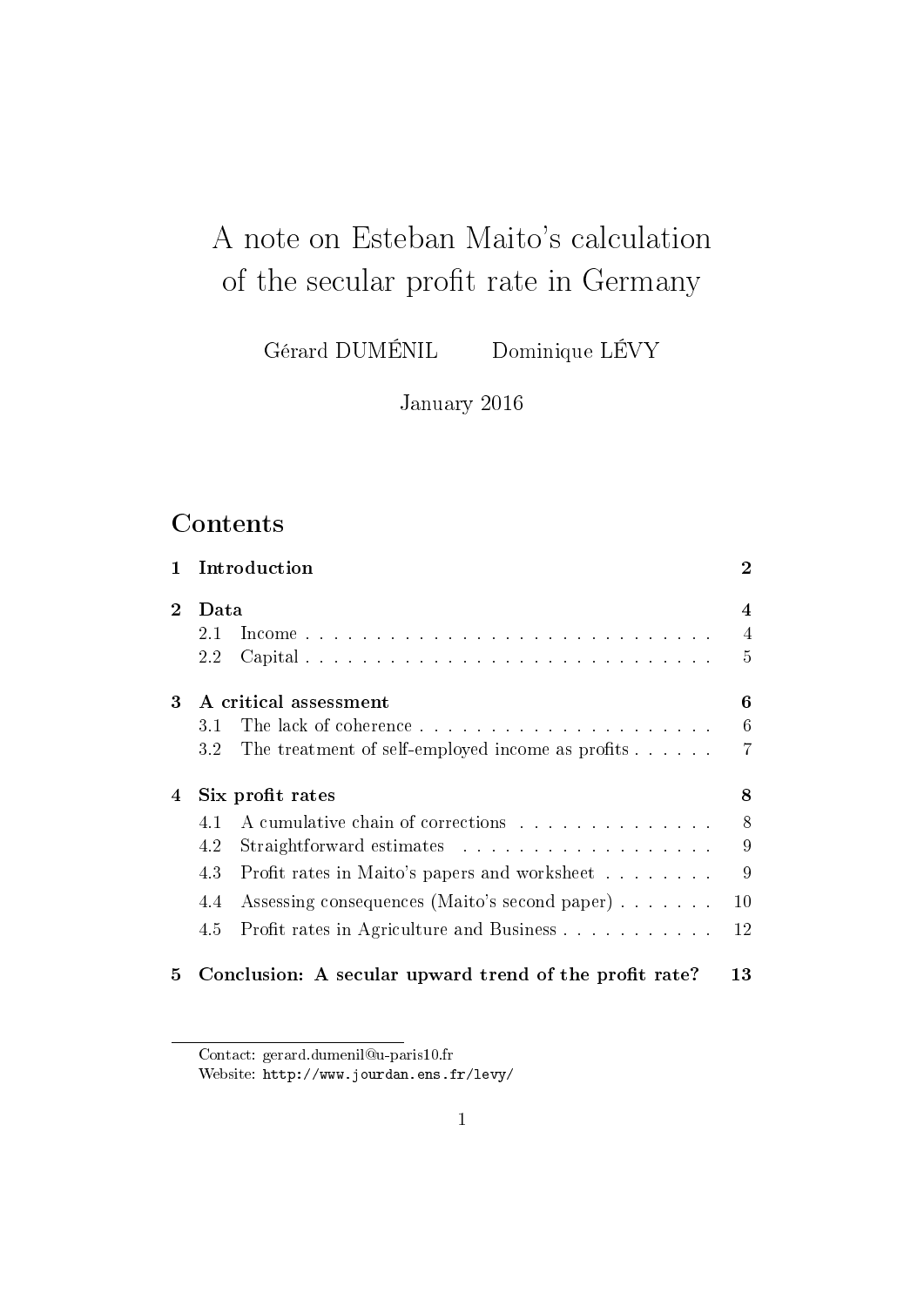# A note on Esteban Maito's calculation of the secular profit rate in Germany

Gérard DUMÉNIL  Dominique LÉVY

January 2016

## Contents

| | | |
|---|---|---|
| **1** | **Introduction** | **2** |
| **2** | **Data** | **4** |
| 2.1 | Income | 4 |
| 2.2 | Capital | 5 |
| **3** | **A critical assessment** | **6** |
| 3.1 | The lack of coherence | 6 |
| 3.2 | The treatment of self-employed income as profits | 7 |
| **4** | **Six profit rates** | **8** |
| 4.1 | A cumulative chain of corrections | 8 |
| 4.2 | Straightforward estimates | 9 |
| 4.3 | Profit rates in Maito's papers and worksheet | 9 |
| 4.4 | Assessing consequences (Maito's second paper) | 10 |
| 4.5 | Profit rates in Agriculture and Business | 12 |
| **5** | **Conclusion: A secular upward trend of the profit rate?** | **13** |

Contact: gerard.dumenil@u-paris10.fr

Website: http://www.jourdan.ens.fr/levy/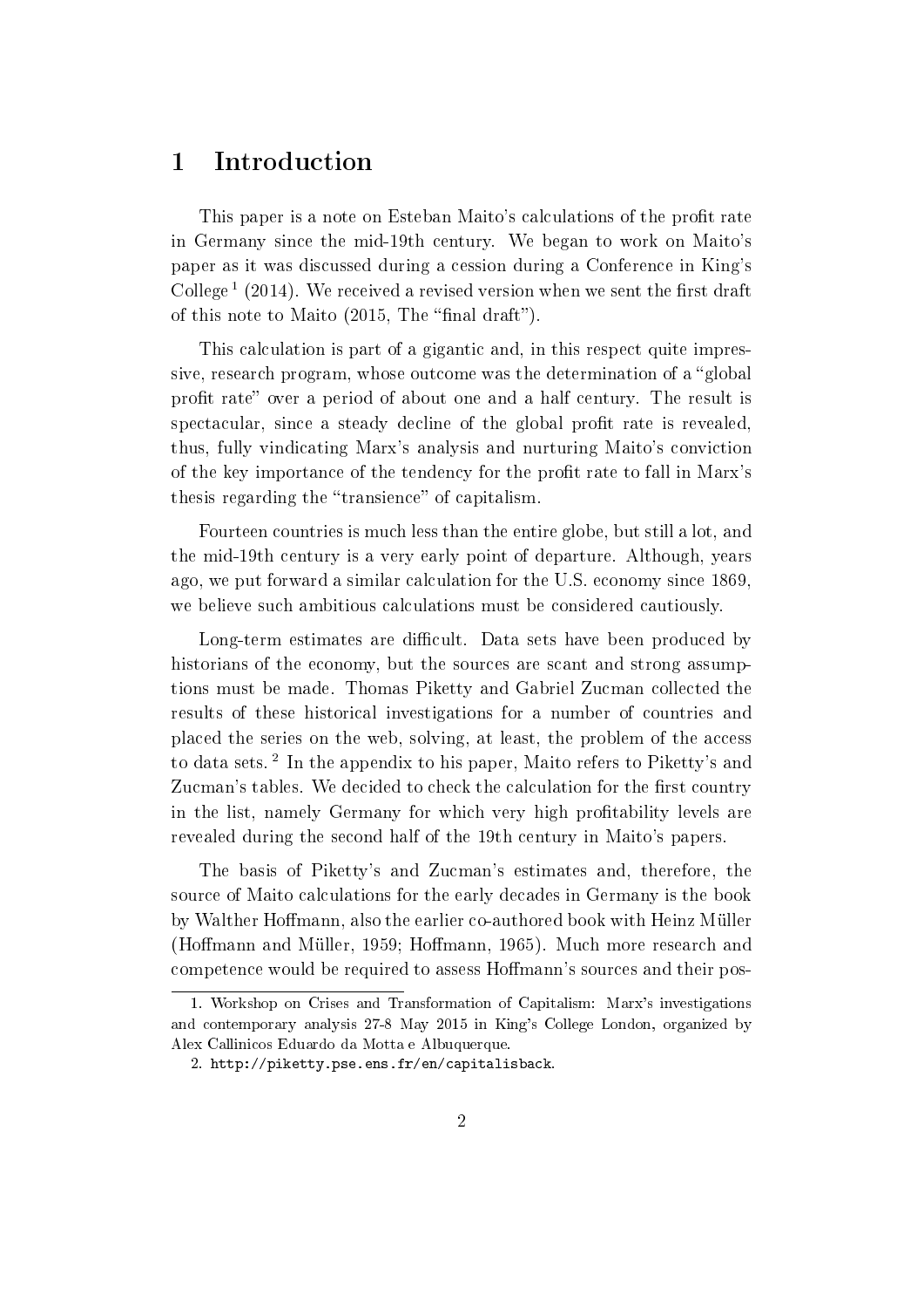# 1 Introduction

This paper is a note on Esteban Maito's calculations of the profit rate in Germany since the mid-19th century. We began to work on Maito's paper as it was discussed during a cession during a Conference in King's College [1] (2014). We received a revised version when we sent the first draft of this note to Maito (2015, The "final draft").

This calculation is part of a gigantic and, in this respect quite impressive, research program, whose outcome was the determination of a "global profit rate" over a period of about one and a half century. The result is spectacular, since a steady decline of the global profit rate is revealed, thus, fully vindicating Marx's analysis and nurturing Maito's conviction of the key importance of the tendency for the profit rate to fall in Marx's thesis regarding the "transience" of capitalism.

Fourteen countries is much less than the entire globe, but still a lot, and the mid-19th century is a very early point of departure. Although, years ago, we put forward a similar calculation for the U.S. economy since 1869, we believe such ambitious calculations must be considered cautiously.

Long-term estimates are difficult. Data sets have been produced by historians of the economy, but the sources are scant and strong assumptions must be made. Thomas Piketty and Gabriel Zucman collected the results of these historical investigations for a number of countries and placed the series on the web, solving, at least, the problem of the access to data sets. [2] In the appendix to his paper, Maito refers to Piketty's and Zucman's tables. We decided to check the calculation for the first country in the list, namely Germany for which very high profitability levels are revealed during the second half of the 19th century in Maito's papers.

The basis of Piketty's and Zucman's estimates and, therefore, the source of Maito calculations for the early decades in Germany is the book by Walther Hoffmann, also the earlier co-authored book with Heinz Müller (Hoffmann and Müller, 1959; Hoffmann, 1965). Much more research and competence would be required to assess Hoffmann's sources and their pos-

1. Workshop on Crises and Transformation of Capitalism: Marx's investigations and contemporary analysis 27-8 May 2015 in King's College London, organized by Alex Callinicos Eduardo da Motta e Albuquerque.

2. http://piketty.pse.ens.fr/en/capitalisback.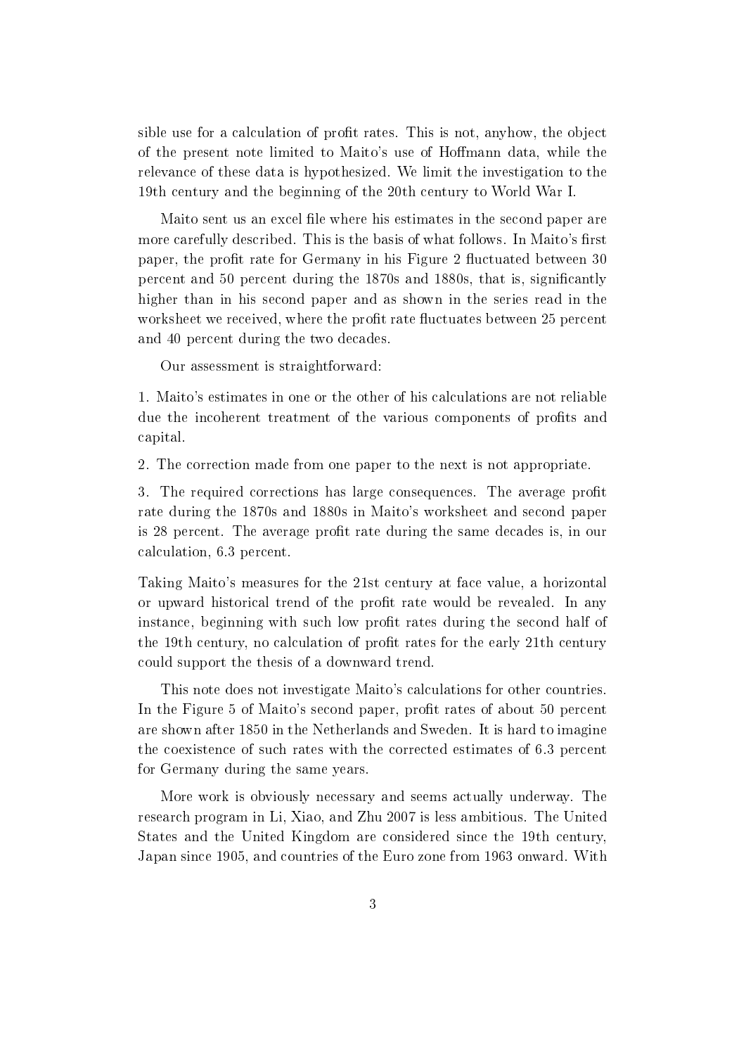sible use for a calculation of profit rates. This is not, anyhow, the object of the present note limited to Maito's use of Hoffmann data, while the relevance of these data is hypothesized. We limit the investigation to the 19th century and the beginning of the 20th century to World War I.

Maito sent us an excel file where his estimates in the second paper are more carefully described. This is the basis of what follows. In Maito's first paper, the profit rate for Germany in his Figure 2 fluctuated between 30 percent and 50 percent during the 1870s and 1880s, that is, significantly higher than in his second paper and as shown in the series read in the worksheet we received, where the profit rate fluctuates between 25 percent and 40 percent during the two decades.

Our assessment is straightforward:

1. Maito's estimates in one or the other of his calculations are not reliable due the incoherent treatment of the various components of profits and capital.

2. The correction made from one paper to the next is not appropriate.

3. The required corrections has large consequences. The average profit rate during the 1870s and 1880s in Maito's worksheet and second paper is 28 percent. The average profit rate during the same decades is, in our calculation, 6.3 percent.

Taking Maito's measures for the 21st century at face value, a horizontal or upward historical trend of the profit rate would be revealed. In any instance, beginning with such low profit rates during the second half of the 19th century, no calculation of profit rates for the early 21th century could support the thesis of a downward trend.

This note does not investigate Maito's calculations for other countries. In the Figure 5 of Maito's second paper, profit rates of about 50 percent are shown after 1850 in the Netherlands and Sweden. It is hard to imagine the coexistence of such rates with the corrected estimates of 6.3 percent for Germany during the same years.

More work is obviously necessary and seems actually underway. The research program in Li, Xiao, and Zhu 2007 is less ambitious. The United States and the United Kingdom are considered since the 19th century, Japan since 1905, and countries of the Euro zone from 1963 onward. With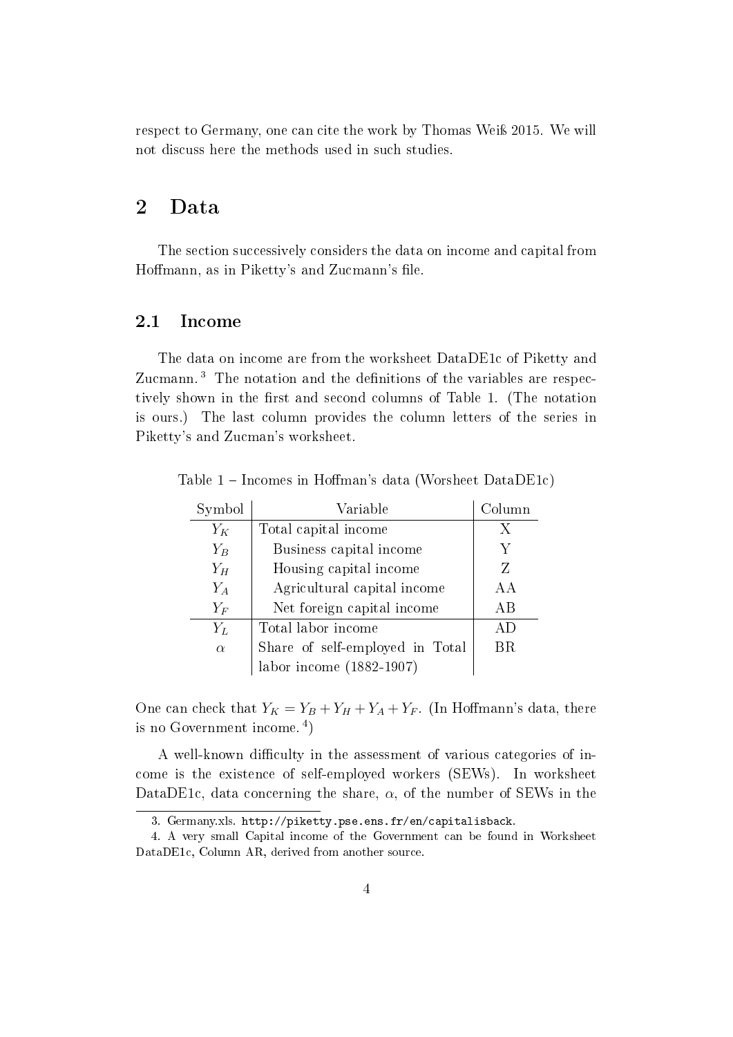respect to Germany, one can cite the work by Thomas Weiß 2015. We will not discuss here the methods used in such studies.

## 2 Data

The section successively considers the data on income and capital from Hoffmann, as in Piketty's and Zucmann's file.

### 2.1 Income

The data on income are from the worksheet DataDE1c of Piketty and Zucmann.[3] The notation and the definitions of the variables are respectively shown in the first and second columns of Table 1. (The notation is ours.) The last column provides the column letters of the series in Piketty's and Zucman's worksheet.

Table 1 – Incomes in Hoffman's data (Worsheet DataDE1c)

| Symbol | Variable | Column |
|---|---|---|
| $Y_K$ | Total capital income | X |
| $Y_B$ | Business capital income | Y |
| $Y_H$ | Housing capital income | Z |
| $Y_A$ | Agricultural capital income | AA |
| $Y_F$ | Net foreign capital income | AB |
| $Y_L$ | Total labor income | AD |
| $\alpha$ | Share of self-employed in Total labor income (1882-1907) | BR |

One can check that $Y_K = Y_B + Y_H + Y_A + Y_F$. (In Hoffmann's data, there is no Government income.[4])

A well-known difficulty in the assessment of various categories of income is the existence of self-employed workers (SEWs). In worksheet DataDE1c, data concerning the share, $\alpha$, of the number of SEWs in the

[3] Germany.xls. `http://piketty.pse.ens.fr/en/capitalisback`.

[4] A very small Capital income of the Government can be found in Worksheet DataDE1c, Column AR, derived from another source.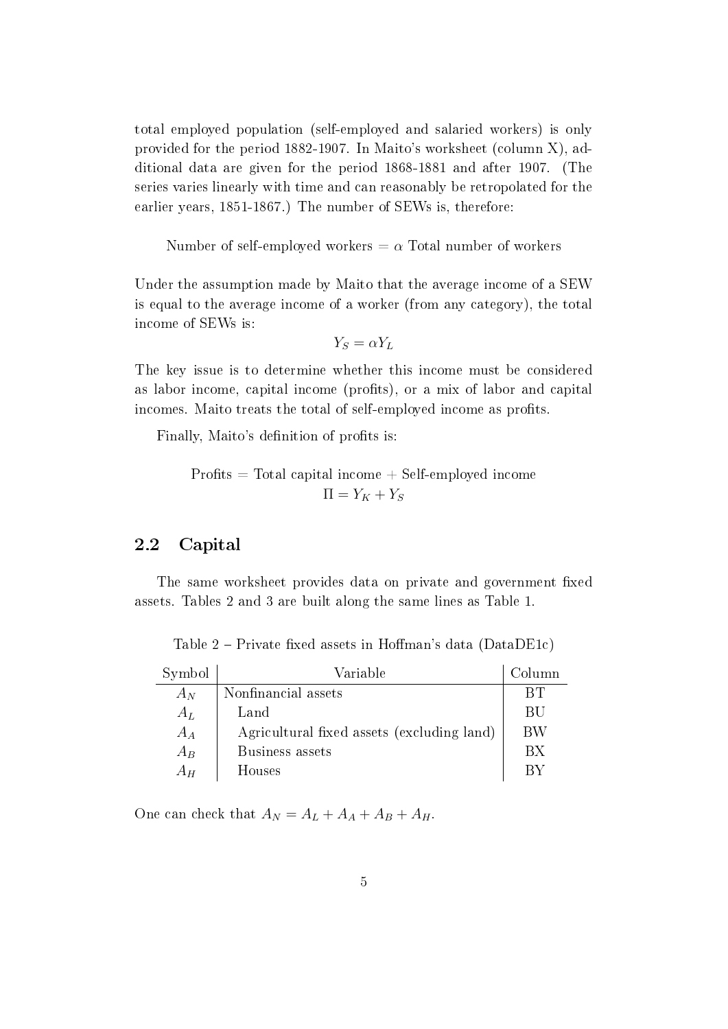total employed population (self-employed and salaried workers) is only provided for the period 1882-1907. In Maito's worksheet (column X), additional data are given for the period 1868-1881 and after 1907. (The series varies linearly with time and can reasonably be retropolated for the earlier years, 1851-1867.) The number of SEWs is, therefore:

$$\text{Number of self-employed workers} = \alpha \text{ Total number of workers}$$

Under the assumption made by Maito that the average income of a SEW is equal to the average income of a worker (from any category), the total income of SEWs is:

$$Y_S = \alpha Y_L$$

The key issue is to determine whether this income must be considered as labor income, capital income (profits), or a mix of labor and capital incomes. Maito treats the total of self-employed income as profits.

Finally, Maito's definition of profits is:

$$\text{Profits} = \text{Total capital income} + \text{Self-employed income}$$
$$\Pi = Y_K + Y_S$$

## 2.2 Capital

The same worksheet provides data on private and government fixed assets. Tables 2 and 3 are built along the same lines as Table 1.

Table 2 – Private fixed assets in Hoffman's data (DataDE1c)

| Symbol | Variable | Column |
|---|---|---|
| $A_N$ | Nonfinancial assets | BT |
| $A_L$ | Land | BU |
| $A_A$ | Agricultural fixed assets (excluding land) | BW |
| $A_B$ | Business assets | BX |
| $A_H$ | Houses | BY |

One can check that $A_N = A_L + A_A + A_B + A_H$.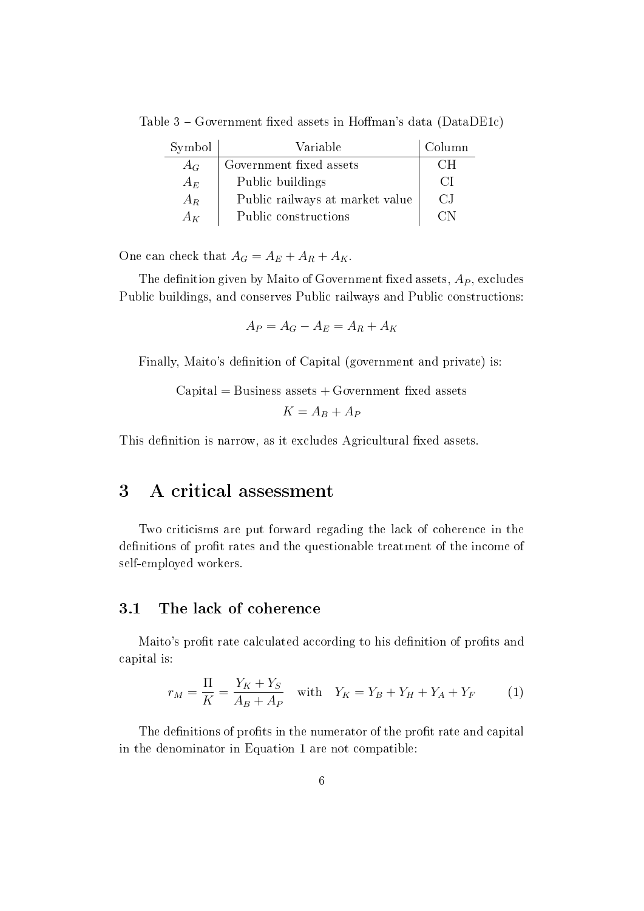Table 3 – Government fixed assets in Hoffman's data (DataDE1c)

| Symbol | Variable | Column |
|---|---|---|
| $A_G$ | Government fixed assets | CH |
| $A_E$ | Public buildings | CI |
| $A_R$ | Public railways at market value | CJ |
| $A_K$ | Public constructions | CN |

One can check that $A_G = A_E + A_R + A_K$.

The definition given by Maito of Government fixed assets, $A_P$, excludes Public buildings, and conserves Public railways and Public constructions:

$$A_P = A_G - A_E = A_R + A_K$$

Finally, Maito's definition of Capital (government and private) is:

$$\text{Capital} = \text{Business assets} + \text{Government fixed assets}$$

$$K = A_B + A_P$$

This definition is narrow, as it excludes Agricultural fixed assets.

# 3 A critical assessment

Two criticisms are put forward regading the lack of coherence in the definitions of profit rates and the questionable treatment of the income of self-employed workers.

## 3.1 The lack of coherence

Maito's profit rate calculated according to his definition of profits and capital is:

$$r_M = \frac{\Pi}{K} = \frac{Y_K + Y_S}{A_B + A_P} \quad \text{with} \quad Y_K = Y_B + Y_H + Y_A + Y_F \tag{1}$$

The definitions of profits in the numerator of the profit rate and capital in the denominator in Equation 1 are not compatible: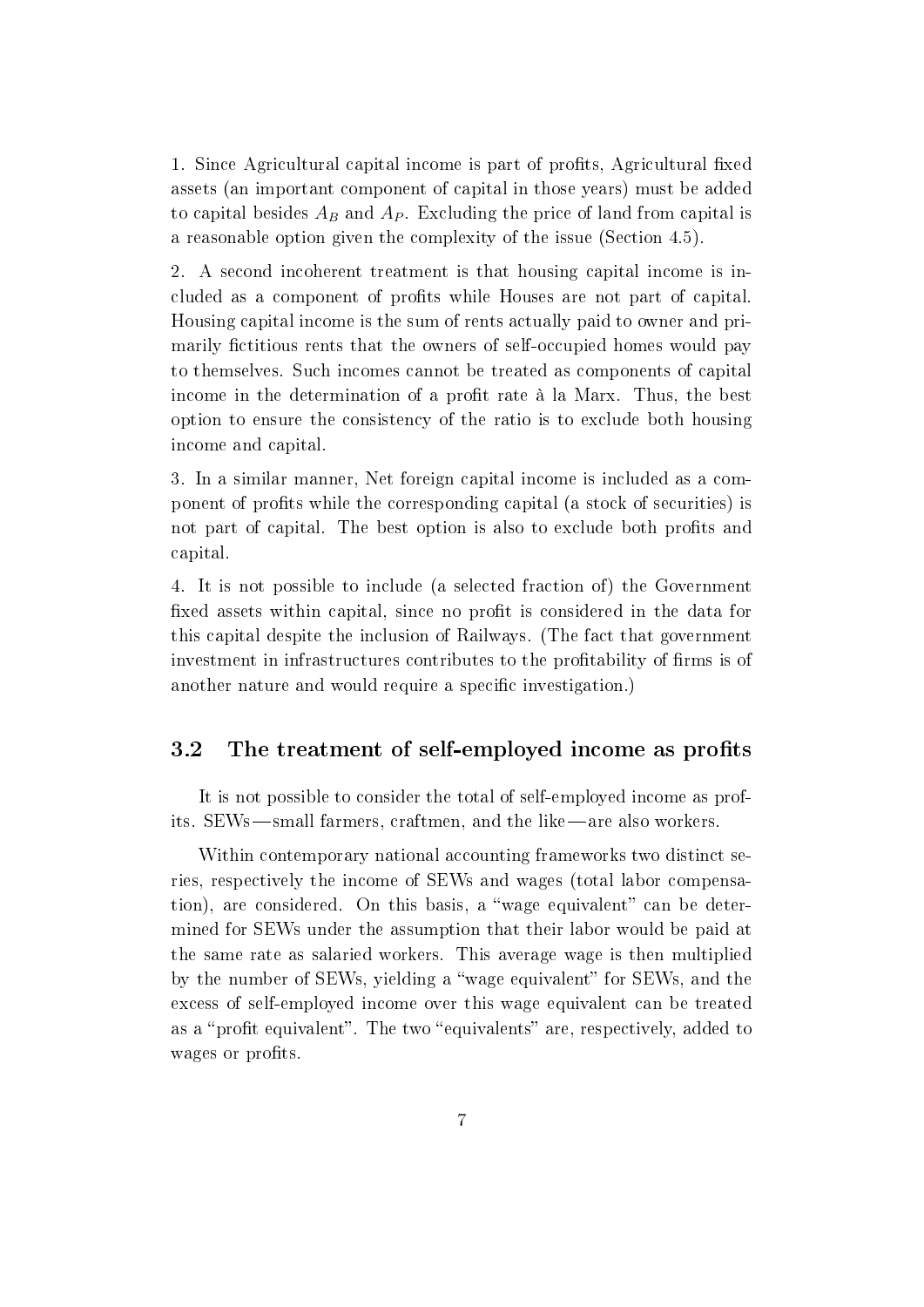1. Since Agricultural capital income is part of profits, Agricultural fixed assets (an important component of capital in those years) must be added to capital besides $A_B$ and $A_P$. Excluding the price of land from capital is a reasonable option given the complexity of the issue (Section 4.5).

2. A second incoherent treatment is that housing capital income is included as a component of profits while Houses are not part of capital. Housing capital income is the sum of rents actually paid to owner and primarily fictitious rents that the owners of self-occupied homes would pay to themselves. Such incomes cannot be treated as components of capital income in the determination of a profit rate à la Marx. Thus, the best option to ensure the consistency of the ratio is to exclude both housing income and capital.

3. In a similar manner, Net foreign capital income is included as a component of profits while the corresponding capital (a stock of securities) is not part of capital. The best option is also to exclude both profits and capital.

4. It is not possible to include (a selected fraction of) the Government fixed assets within capital, since no profit is considered in the data for this capital despite the inclusion of Railways. (The fact that government investment in infrastructures contributes to the profitability of firms is of another nature and would require a specific investigation.)

## 3.2 The treatment of self-employed income as profits

It is not possible to consider the total of self-employed income as profits. SEWs—small farmers, craftmen, and the like—are also workers.

Within contemporary national accounting frameworks two distinct series, respectively the income of SEWs and wages (total labor compensation), are considered. On this basis, a "wage equivalent" can be determined for SEWs under the assumption that their labor would be paid at the same rate as salaried workers. This average wage is then multiplied by the number of SEWs, yielding a "wage equivalent" for SEWs, and the excess of self-employed income over this wage equivalent can be treated as a "profit equivalent". The two "equivalents" are, respectively, added to wages or profits.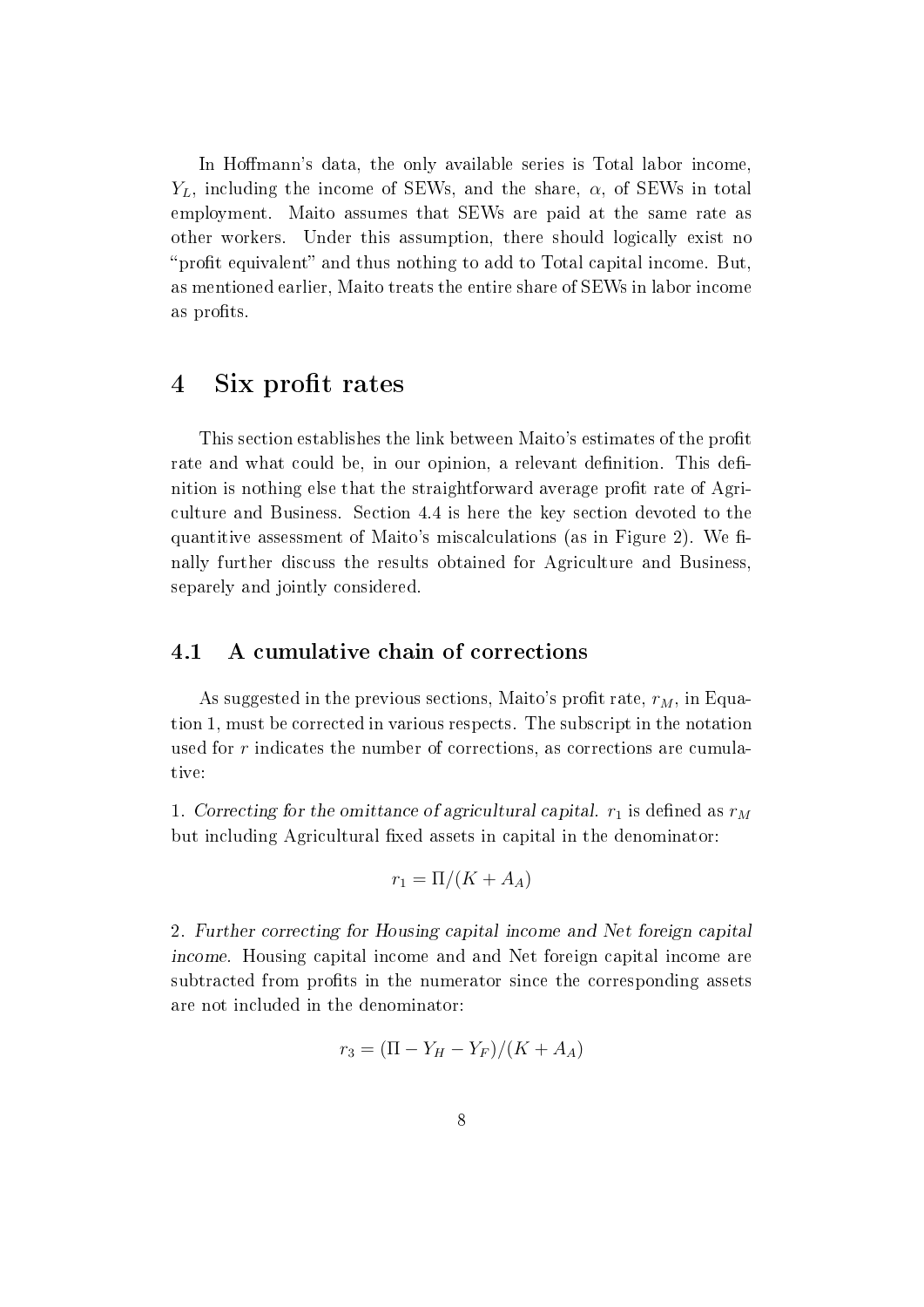In Hoffmann's data, the only available series is Total labor income, $Y_L$, including the income of SEWs, and the share, $\alpha$, of SEWs in total employment. Maito assumes that SEWs are paid at the same rate as other workers. Under this assumption, there should logically exist no "profit equivalent" and thus nothing to add to Total capital income. But, as mentioned earlier, Maito treats the entire share of SEWs in labor income as profits.

# 4 Six profit rates

This section establishes the link between Maito's estimates of the profit rate and what could be, in our opinion, a relevant definition. This definition is nothing else that the straightforward average profit rate of Agriculture and Business. Section 4.4 is here the key section devoted to the quantitive assessment of Maito's miscalculations (as in Figure 2). We finally further discuss the results obtained for Agriculture and Business, separately and jointly considered.

## 4.1 A cumulative chain of corrections

As suggested in the previous sections, Maito's profit rate, $r_M$, in Equation 1, must be corrected in various respects. The subscript in the notation used for $r$ indicates the number of corrections, as corrections are cumulative:

1. *Correcting for the omittance of agricultural capital.* $r_1$ is defined as $r_M$ but including Agricultural fixed assets in capital in the denominator:

$$r_1 = \Pi/(K + A_A)$$

2. *Further correcting for Housing capital income and Net foreign capital income.* Housing capital income and and Net foreign capital income are subtracted from profits in the numerator since the corresponding assets are not included in the denominator:

$$r_3 = (\Pi - Y_H - Y_F)/(K + A_A)$$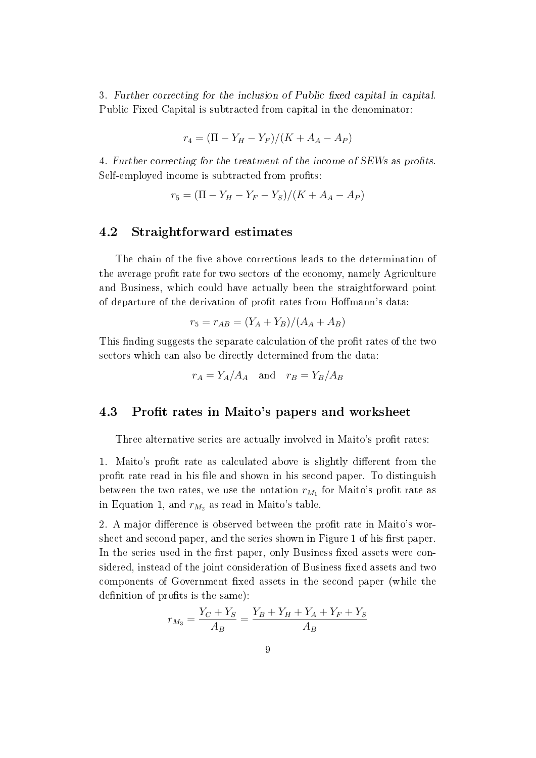3. *Further correcting for the inclusion of Public fixed capital in capital.* Public Fixed Capital is subtracted from capital in the denominator:

$$r_4 = (\Pi - Y_H - Y_F)/(K + A_A - A_P)$$

4. *Further correcting for the treatment of the income of SEWs as profits.* Self-employed income is subtracted from profits:

$$r_5 = (\Pi - Y_H - Y_F - Y_S)/(K + A_A - A_P)$$

## 4.2 Straightforward estimates

The chain of the five above corrections leads to the determination of the average profit rate for two sectors of the economy, namely Agriculture and Business, which could have actually been the straightforward point of departure of the derivation of profit rates from Hoffmann's data:

$$r_5 = r_{AB} = (Y_A + Y_B)/(A_A + A_B)$$

This finding suggests the separate calculation of the profit rates of the two sectors which can also be directly determined from the data:

$$r_A = Y_A/A_A \quad \text{and} \quad r_B = Y_B/A_B$$

## 4.3 Profit rates in Maito's papers and worksheet

Three alternative series are actually involved in Maito's profit rates:

1. Maito's profit rate as calculated above is slightly different from the profit rate read in his file and shown in his second paper. To distinguish between the two rates, we use the notation $r_{M_1}$ for Maito's profit rate as in Equation 1, and $r_{M_2}$ as read in Maito's table.

2. A major difference is observed between the profit rate in Maito's worsheet and second paper, and the series shown in Figure 1 of his first paper. In the series used in the first paper, only Business fixed assets were considered, instead of the joint consideration of Business fixed assets and two components of Government fixed assets in the second paper (while the definition of profits is the same):

$$r_{M_3} = \frac{Y_C + Y_S}{A_B} = \frac{Y_B + Y_H + Y_A + Y_F + Y_S}{A_B}$$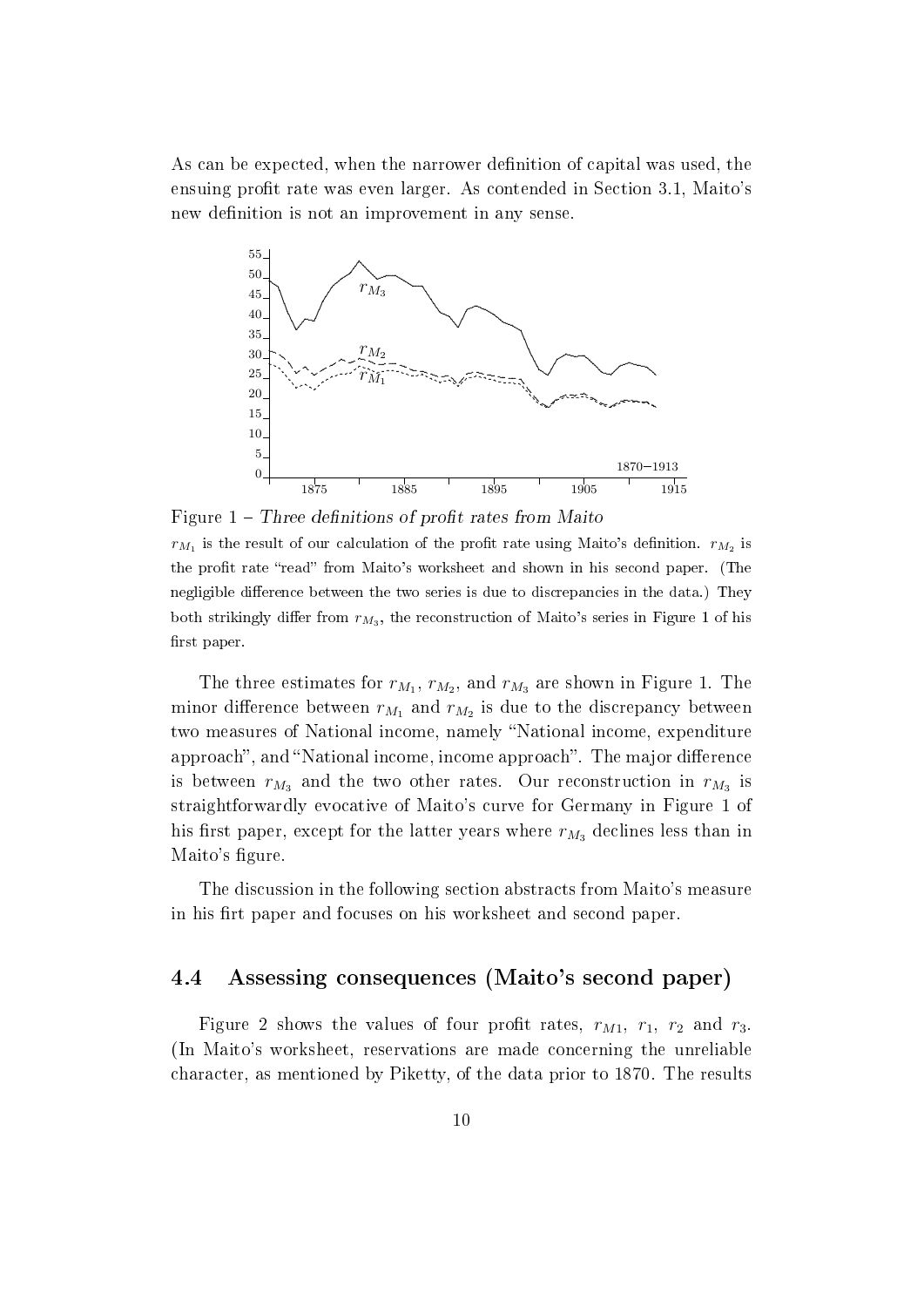As can be expected, when the narrower definition of capital was used, the ensuing profit rate was even larger. As contended in Section 3.1, Maito's new definition is not an improvement in any sense.

Figure 1 – *Three definitions of profit rates from Maito*

$r_{M_1}$ is the result of our calculation of the profit rate using Maito's definition. $r_{M_2}$ is the profit rate "read" from Maito's worksheet and shown in his second paper. (The negligible difference between the two series is due to discrepancies in the data.) They both strikingly differ from $r_{M_3}$, the reconstruction of Maito's series in Figure 1 of his first paper.

The three estimates for $r_{M_1}$, $r_{M_2}$, and $r_{M_3}$ are shown in Figure 1. The minor difference between $r_{M_1}$ and $r_{M_2}$ is due to the discrepancy between two measures of National income, namely "National income, expenditure approach", and "National income, income approach". The major difference is between $r_{M_3}$ and the two other rates. Our reconstruction in $r_{M_3}$ is straightforwardly evocative of Maito's curve for Germany in Figure 1 of his first paper, except for the latter years where $r_{M_3}$ declines less than in Maito's figure.

The discussion in the following section abstracts from Maito's measure in his firt paper and focuses on his worksheet and second paper.

### 4.4 Assessing consequences (Maito's second paper)

Figure 2 shows the values of four profit rates, $r_{M1}$, $r_1$, $r_2$ and $r_3$. (In Maito's worksheet, reservations are made concerning the unreliable character, as mentioned by Piketty, of the data prior to 1870. The results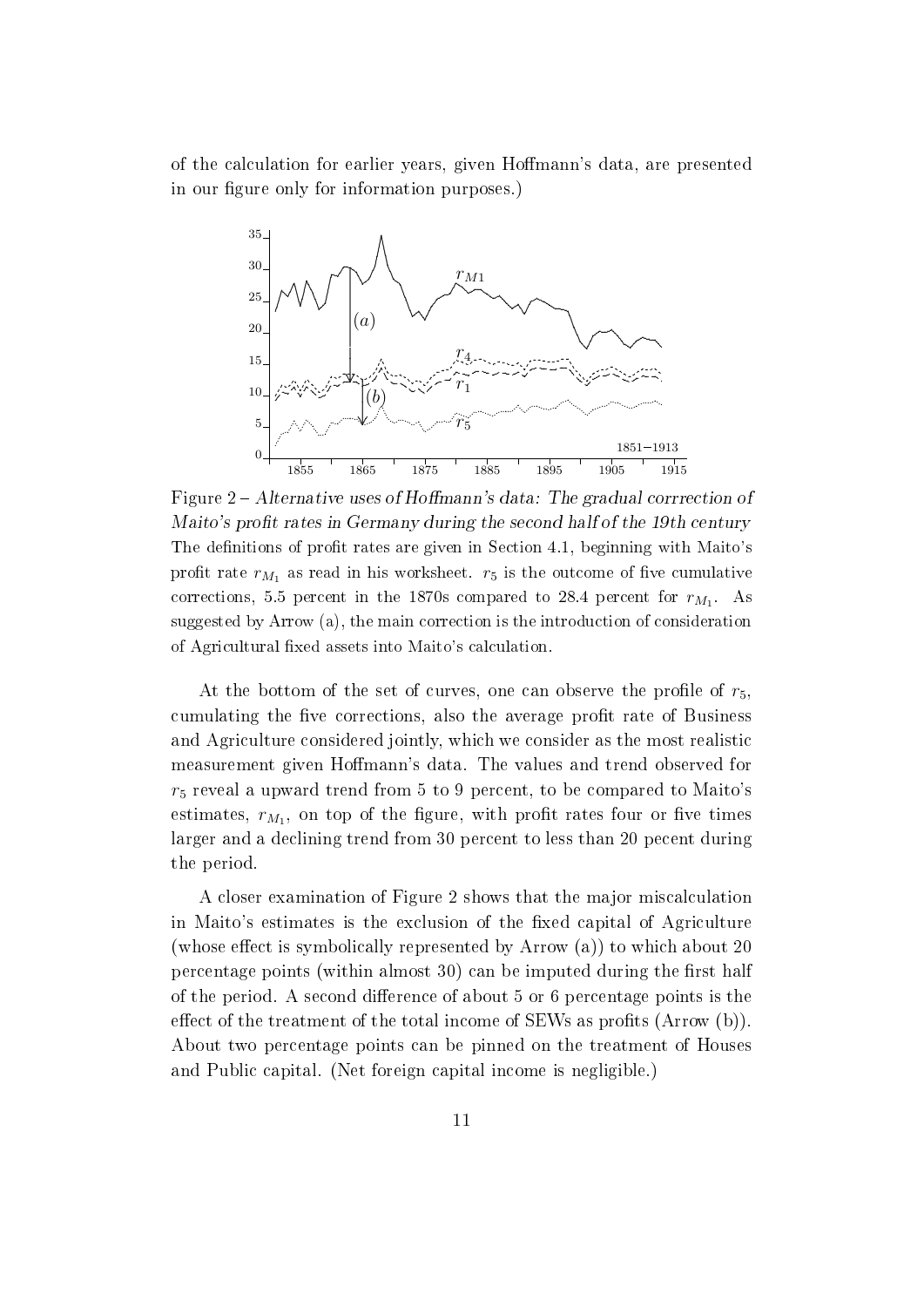of the calculation for earlier years, given Hoffmann's data, are presented in our figure only for information purposes.)

Figure 2 – *Alternative uses of Hoffmann's data: The gradual corrrection of Maito's profit rates in Germany during the second half of the 19th century*
The definitions of profit rates are given in Section 4.1, beginning with Maito's profit rate $r_{M_1}$ as read in his worksheet. $r_5$ is the outcome of five cumulative corrections, 5.5 percent in the 1870s compared to 28.4 percent for $r_{M_1}$. As suggested by Arrow (a), the main correction is the introduction of consideration of Agricultural fixed assets into Maito's calculation.

At the bottom of the set of curves, one can observe the profile of $r_5$, cumulating the five corrections, also the average profit rate of Business and Agriculture considered jointly, which we consider as the most realistic measurement given Hoffmann's data. The values and trend observed for $r_5$ reveal a upward trend from 5 to 9 percent, to be compared to Maito's estimates, $r_{M_1}$, on top of the figure, with profit rates four or five times larger and a declining trend from 30 percent to less than 20 pecent during the period.

A closer examination of Figure 2 shows that the major miscalculation in Maito's estimates is the exclusion of the fixed capital of Agriculture (whose effect is symbolically represented by Arrow (a)) to which about 20 percentage points (within almost 30) can be imputed during the first half of the period. A second difference of about 5 or 6 percentage points is the effect of the treatment of the total income of SEWs as profits (Arrow (b)). About two percentage points can be pinned on the treatment of Houses and Public capital. (Net foreign capital income is negligible.)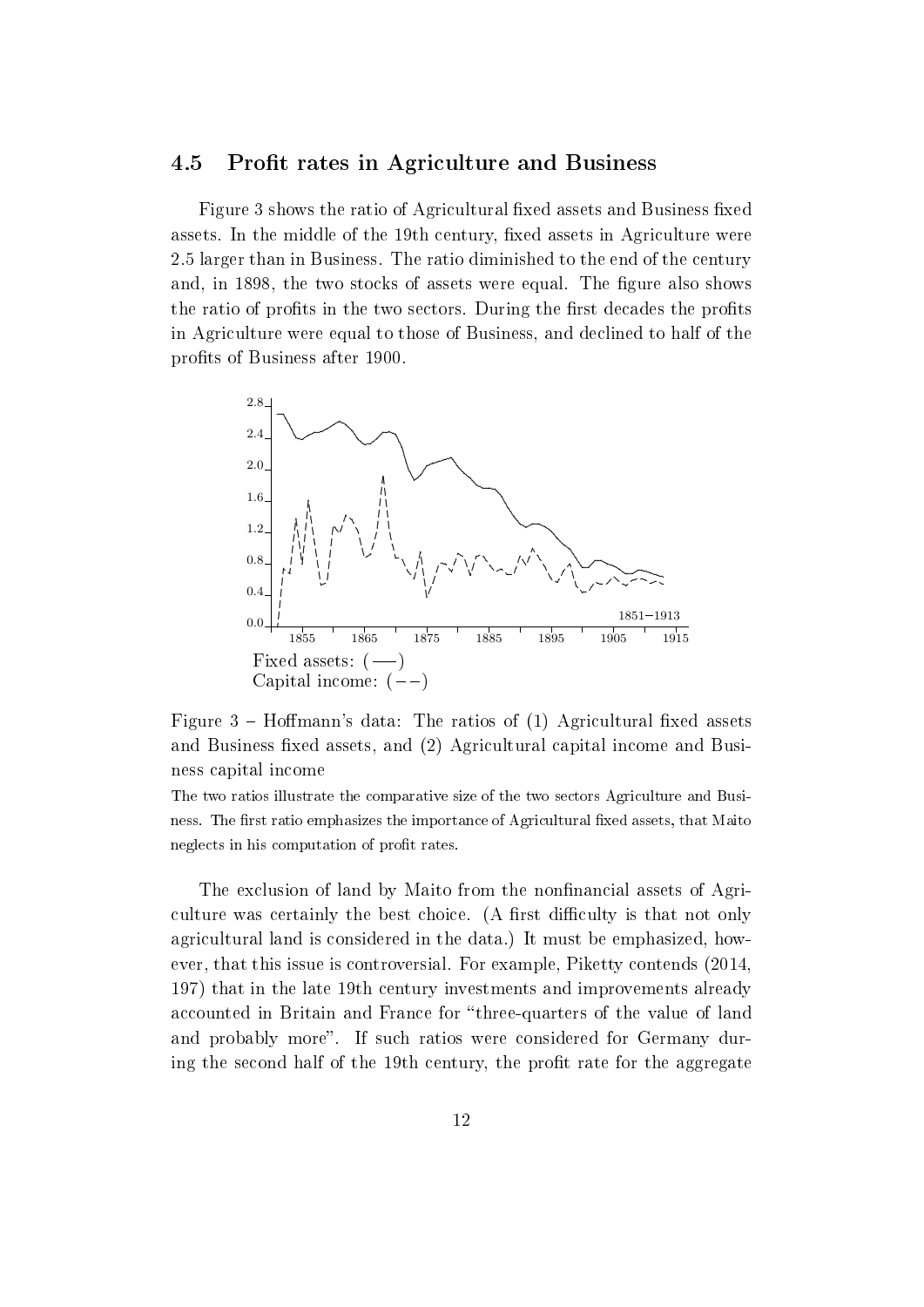### 4.5 Profit rates in Agriculture and Business

Figure 3 shows the ratio of Agricultural fixed assets and Business fixed assets. In the middle of the 19th century, fixed assets in Agriculture were 2.5 larger than in Business. The ratio diminished to the end of the century and, in 1898, the two stocks of assets were equal. The figure also shows the ratio of profits in the two sectors. During the first decades the profits in Agriculture were equal to those of Business, and declined to half of the profits of Business after 1900.

Fixed assets: (—)
Capital income: (−−)

Figure 3 – Hoffmann's data: The ratios of (1) Agricultural fixed assets and Business fixed assets, and (2) Agricultural capital income and Business capital income

The two ratios illustrate the comparative size of the two sectors Agriculture and Business. The first ratio emphasizes the importance of Agricultural fixed assets, that Maito neglects in his computation of profit rates.

The exclusion of land by Maito from the nonfinancial assets of Agriculture was certainly the best choice. (A first difficulty is that not only agricultural land is considered in the data.) It must be emphasized, however, that this issue is controversial. For example, Piketty contends (2014, 197) that in the late 19th century investments and improvements already accounted in Britain and France for "three-quarters of the value of land and probably more". If such ratios were considered for Germany during the second half of the 19th century, the profit rate for the aggregate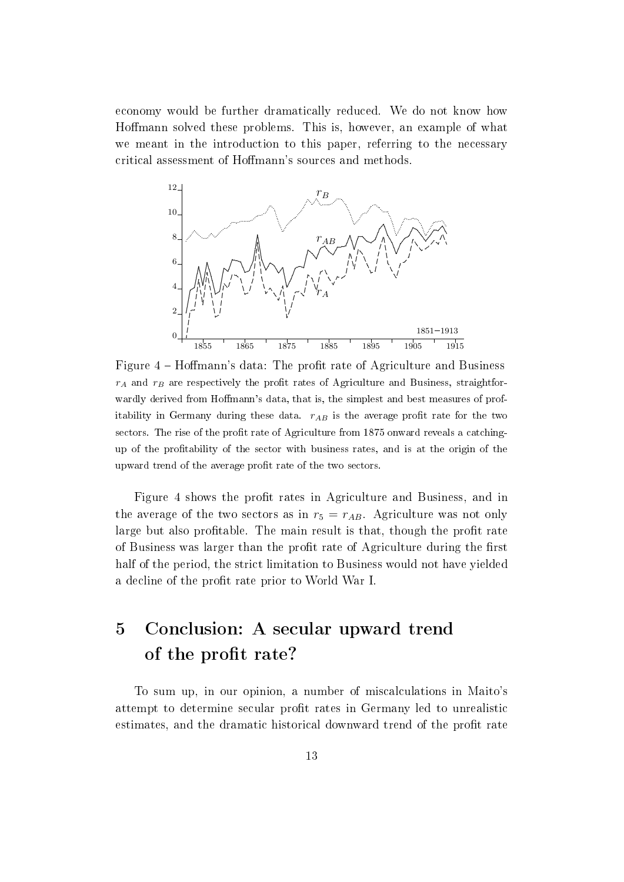economy would be further dramatically reduced. We do not know how Hoffmann solved these problems. This is, however, an example of what we meant in the introduction to this paper, referring to the necessary critical assessment of Hoffmann's sources and methods.

Figure 4 – Hoffmann's data: The profit rate of Agriculture and Business
$r_A$ and $r_B$ are respectively the profit rates of Agriculture and Business, straightforwardly derived from Hoffmann's data, that is, the simplest and best measures of profitability in Germany during these data. $r_{AB}$ is the average profit rate for the two sectors. The rise of the profit rate of Agriculture from 1875 onward reveals a catching-up of the profitability of the sector with business rates, and is at the origin of the upward trend of the average profit rate of the two sectors.

Figure 4 shows the profit rates in Agriculture and Business, and in the average of the two sectors as in $r_5 = r_{AB}$. Agriculture was not only large but also profitable. The main result is that, though the profit rate of Business was larger than the profit rate of Agriculture during the first half of the period, the strict limitation to Business would not have yielded a decline of the profit rate prior to World War I.

# 5 Conclusion: A secular upward trend of the profit rate?

To sum up, in our opinion, a number of miscalculations in Maito's attempt to determine secular profit rates in Germany led to unrealistic estimates, and the dramatic historical downward trend of the profit rate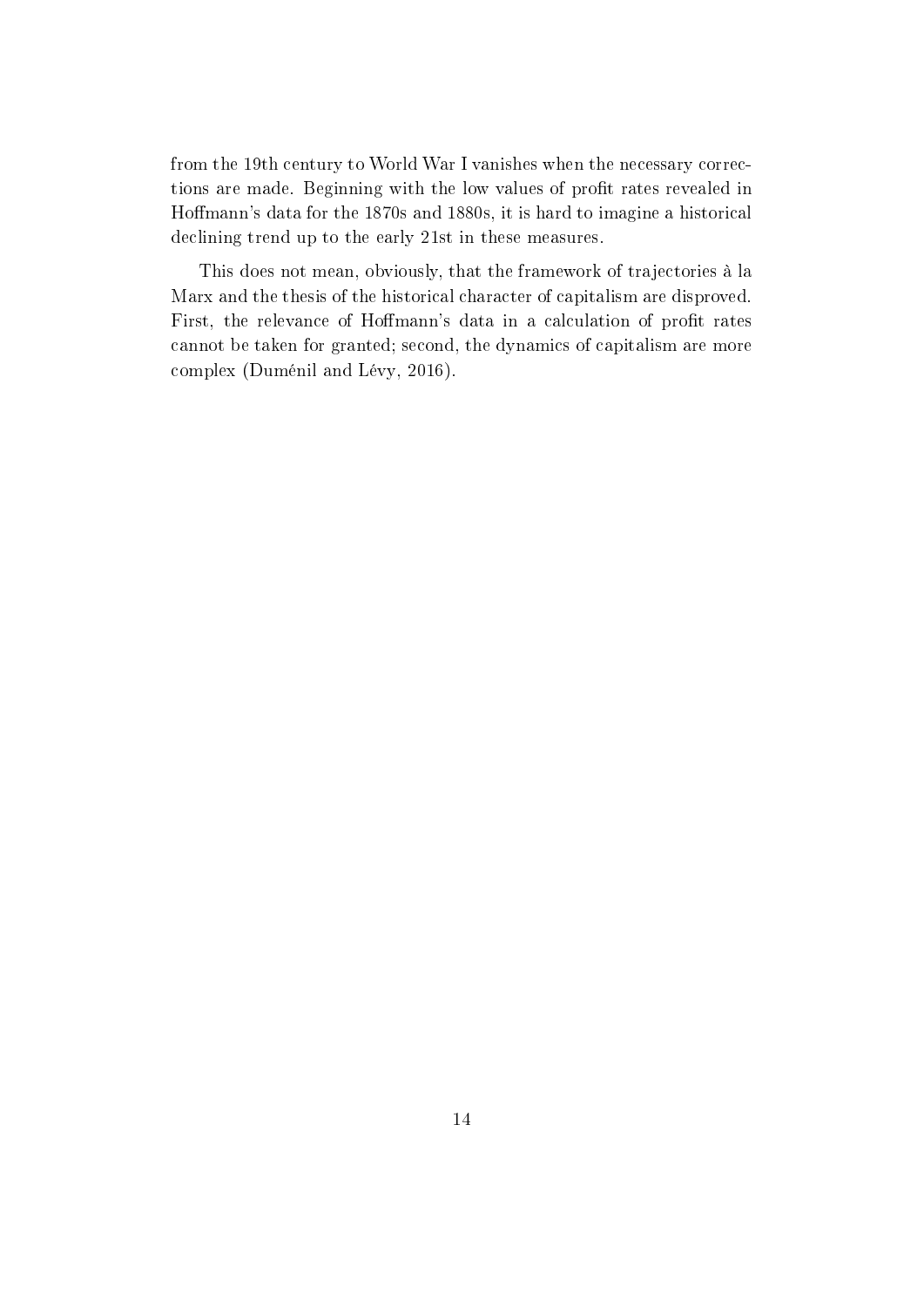from the 19th century to World War I vanishes when the necessary corrections are made. Beginning with the low values of profit rates revealed in Hoffmann's data for the 1870s and 1880s, it is hard to imagine a historical declining trend up to the early 21st in these measures.

This does not mean, obviously, that the framework of trajectories à la Marx and the thesis of the historical character of capitalism are disproved. First, the relevance of Hoffmann's data in a calculation of profit rates cannot be taken for granted; second, the dynamics of capitalism are more complex (Duménil and Lévy, 2016).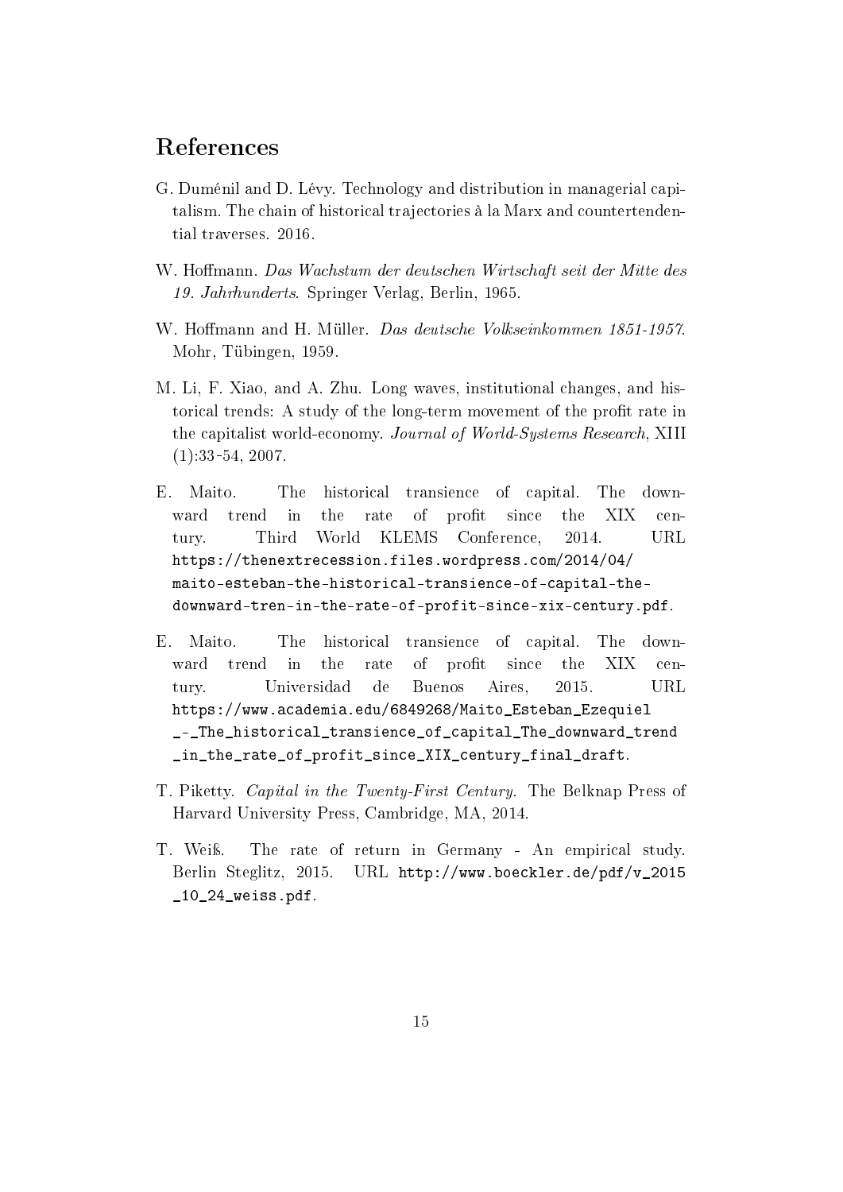## References

G. Duménil and D. Lévy. Technology and distribution in managerial capitalism. The chain of historical trajectories à la Marx and countertendential traverses. 2016.

W. Hoffmann. *Das Wachstum der deutschen Wirtschaft seit der Mitte des 19. Jahrhunderts*. Springer Verlag, Berlin, 1965.

W. Hoffmann and H. Müller. *Das deutsche Volkseinkommen 1851-1957*. Mohr, Tübingen, 1959.

M. Li, F. Xiao, and A. Zhu. Long waves, institutional changes, and historical trends: A study of the long-term movement of the profit rate in the capitalist world-economy. *Journal of World-Systems Research*, XIII (1):33-54, 2007.

E. Maito. The historical transience of capital. The downward trend in the rate of profit since the XIX century. Third World KLEMS Conference, 2014. URL `https://thenextrecession.files.wordpress.com/2014/04/maito-esteban-the-historical-transience-of-capital-the-downward-tren-in-the-rate-of-profit-since-xix-century.pdf`.

E. Maito. The historical transience of capital. The downward trend in the rate of profit since the XIX century. Universidad de Buenos Aires, 2015. URL `https://www.academia.edu/6849268/Maito_Esteban_Ezequiel_-_The_historical_transience_of_capital_The_downward_trend_in_the_rate_of_profit_since_XIX_century_final_draft`.

T. Piketty. *Capital in the Twenty-First Century*. The Belknap Press of Harvard University Press, Cambridge, MA, 2014.

T. Weiß. The rate of return in Germany - An empirical study. Berlin Steglitz, 2015. URL `http://www.boeckler.de/pdf/v_2015_10_24_weiss.pdf`.